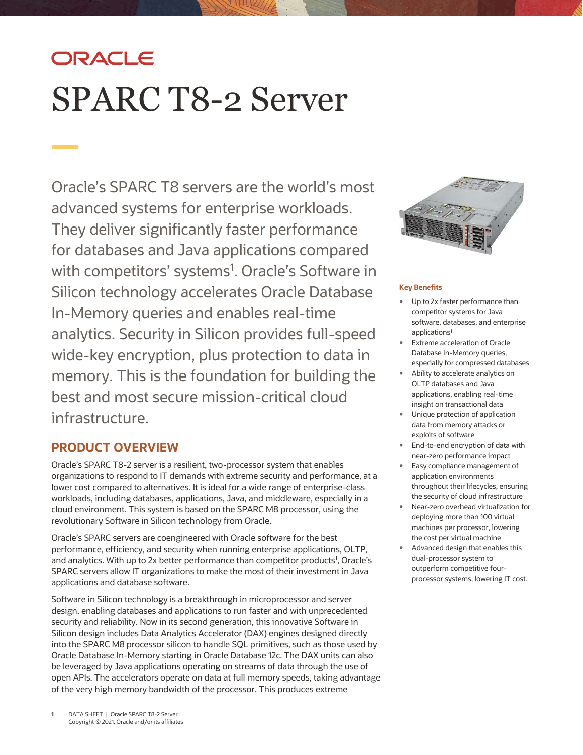ORACLE

# SPARC T8-2 Server

Oracle's SPARC T8 servers are the world's most advanced systems for enterprise workloads. They deliver significantly faster performance for databases and Java applications compared with competitors' systems[1]. Oracle's Software in Silicon technology accelerates Oracle Database In-Memory queries and enables real-time analytics. Security in Silicon provides full-speed wide-key encryption, plus protection to data in memory. This is the foundation for building the best and most secure mission-critical cloud infrastructure.

## PRODUCT OVERVIEW

Oracle's SPARC T8-2 server is a resilient, two-processor system that enables organizations to respond to IT demands with extreme security and performance, at a lower cost compared to alternatives. It is ideal for a wide range of enterprise-class workloads, including databases, applications, Java, and middleware, especially in a cloud environment. This system is based on the SPARC M8 processor, using the revolutionary Software in Silicon technology from Oracle.

Oracle's SPARC servers are coengineered with Oracle software for the best performance, efficiency, and security when running enterprise applications, OLTP, and analytics. With up to 2x better performance than competitor products[1], Oracle's SPARC servers allow IT organizations to make the most of their investment in Java applications and database software.

Software in Silicon technology is a breakthrough in microprocessor and server design, enabling databases and applications to run faster and with unprecedented security and reliability. Now in its second generation, this innovative Software in Silicon design includes Data Analytics Accelerator (DAX) engines designed directly into the SPARC M8 processor silicon to handle SQL primitives, such as those used by Oracle Database In-Memory starting in Oracle Database 12c. The DAX units can also be leveraged by Java applications operating on streams of data through the use of open APIs. The accelerators operate on data at full memory speeds, taking advantage of the very high memory bandwidth of the processor. This produces extreme

**Key Benefits**

- Up to 2x faster performance than competitor systems for Java software, databases, and enterprise applications[1]
- Extreme acceleration of Oracle Database In-Memory queries, especially for compressed databases
- Ability to accelerate analytics on OLTP databases and Java applications, enabling real-time insight on transactional data
- Unique protection of application data from memory attacks or exploits of software
- End-to-end encryption of data with near-zero performance impact
- Easy compliance management of application environments throughout their lifecycles, ensuring the security of cloud infrastructure
- Near-zero overhead virtualization for deploying more than 100 virtual machines per processor, lowering the cost per virtual machine
- Advanced design that enables this dual-processor system to outperform competitive four-processor systems, lowering IT cost.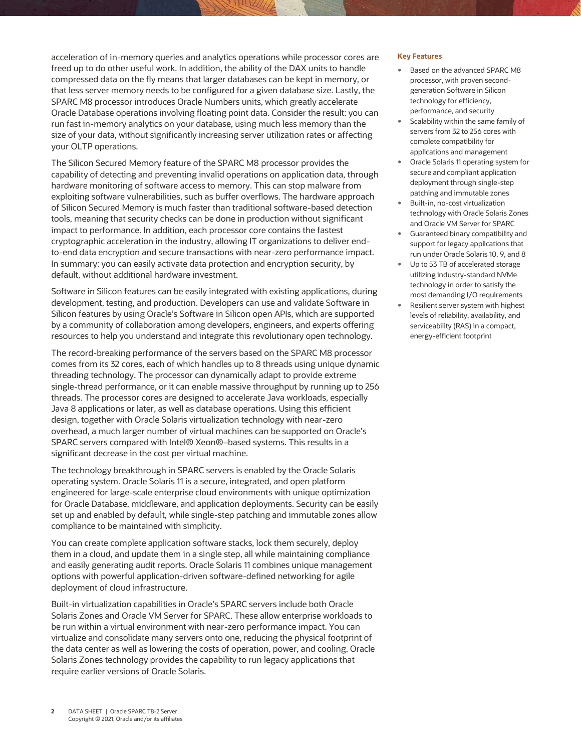acceleration of in-memory queries and analytics operations while processor cores are freed up to do other useful work. In addition, the ability of the DAX units to handle compressed data on the fly means that larger databases can be kept in memory, or that less server memory needs to be configured for a given database size. Lastly, the SPARC M8 processor introduces Oracle Numbers units, which greatly accelerate Oracle Database operations involving floating point data. Consider the result: you can run fast in-memory analytics on your database, using much less memory than the size of your data, without significantly increasing server utilization rates or affecting your OLTP operations.

The Silicon Secured Memory feature of the SPARC M8 processor provides the capability of detecting and preventing invalid operations on application data, through hardware monitoring of software access to memory. This can stop malware from exploiting software vulnerabilities, such as buffer overflows. The hardware approach of Silicon Secured Memory is much faster than traditional software-based detection tools, meaning that security checks can be done in production without significant impact to performance. In addition, each processor core contains the fastest cryptographic acceleration in the industry, allowing IT organizations to deliver end-to-end data encryption and secure transactions with near-zero performance impact. In summary: you can easily activate data protection and encryption security, by default, without additional hardware investment.

Software in Silicon features can be easily integrated with existing applications, during development, testing, and production. Developers can use and validate Software in Silicon features by using Oracle's Software in Silicon open APIs, which are supported by a community of collaboration among developers, engineers, and experts offering resources to help you understand and integrate this revolutionary open technology.

The record-breaking performance of the servers based on the SPARC M8 processor comes from its 32 cores, each of which handles up to 8 threads using unique dynamic threading technology. The processor can dynamically adapt to provide extreme single-thread performance, or it can enable massive throughput by running up to 256 threads. The processor cores are designed to accelerate Java workloads, especially Java 8 applications or later, as well as database operations. Using this efficient design, together with Oracle Solaris virtualization technology with near-zero overhead, a much larger number of virtual machines can be supported on Oracle's SPARC servers compared with Intel® Xeon®–based systems. This results in a significant decrease in the cost per virtual machine.

The technology breakthrough in SPARC servers is enabled by the Oracle Solaris operating system. Oracle Solaris 11 is a secure, integrated, and open platform engineered for large-scale enterprise cloud environments with unique optimization for Oracle Database, middleware, and application deployments. Security can be easily set up and enabled by default, while single-step patching and immutable zones allow compliance to be maintained with simplicity.

You can create complete application software stacks, lock them securely, deploy them in a cloud, and update them in a single step, all while maintaining compliance and easily generating audit reports. Oracle Solaris 11 combines unique management options with powerful application-driven software-defined networking for agile deployment of cloud infrastructure.

Built-in virtualization capabilities in Oracle's SPARC servers include both Oracle Solaris Zones and Oracle VM Server for SPARC. These allow enterprise workloads to be run within a virtual environment with near-zero performance impact. You can virtualize and consolidate many servers onto one, reducing the physical footprint of the data center as well as lowering the costs of operation, power, and cooling. Oracle Solaris Zones technology provides the capability to run legacy applications that require earlier versions of Oracle Solaris.

**Key Features**

- Based on the advanced SPARC M8 processor, with proven second-generation Software in Silicon technology for efficiency, performance, and security
- Scalability within the same family of servers from 32 to 256 cores with complete compatibility for applications and management
- Oracle Solaris 11 operating system for secure and compliant application deployment through single-step patching and immutable zones
- Built-in, no-cost virtualization technology with Oracle Solaris Zones and Oracle VM Server for SPARC
- Guaranteed binary compatibility and support for legacy applications that run under Oracle Solaris 10, 9, and 8
- Up to 53 TB of accelerated storage utilizing industry-standard NVMe technology in order to satisfy the most demanding I/O requirements
- Resilient server system with highest levels of reliability, availability, and serviceability (RAS) in a compact, energy-efficient footprint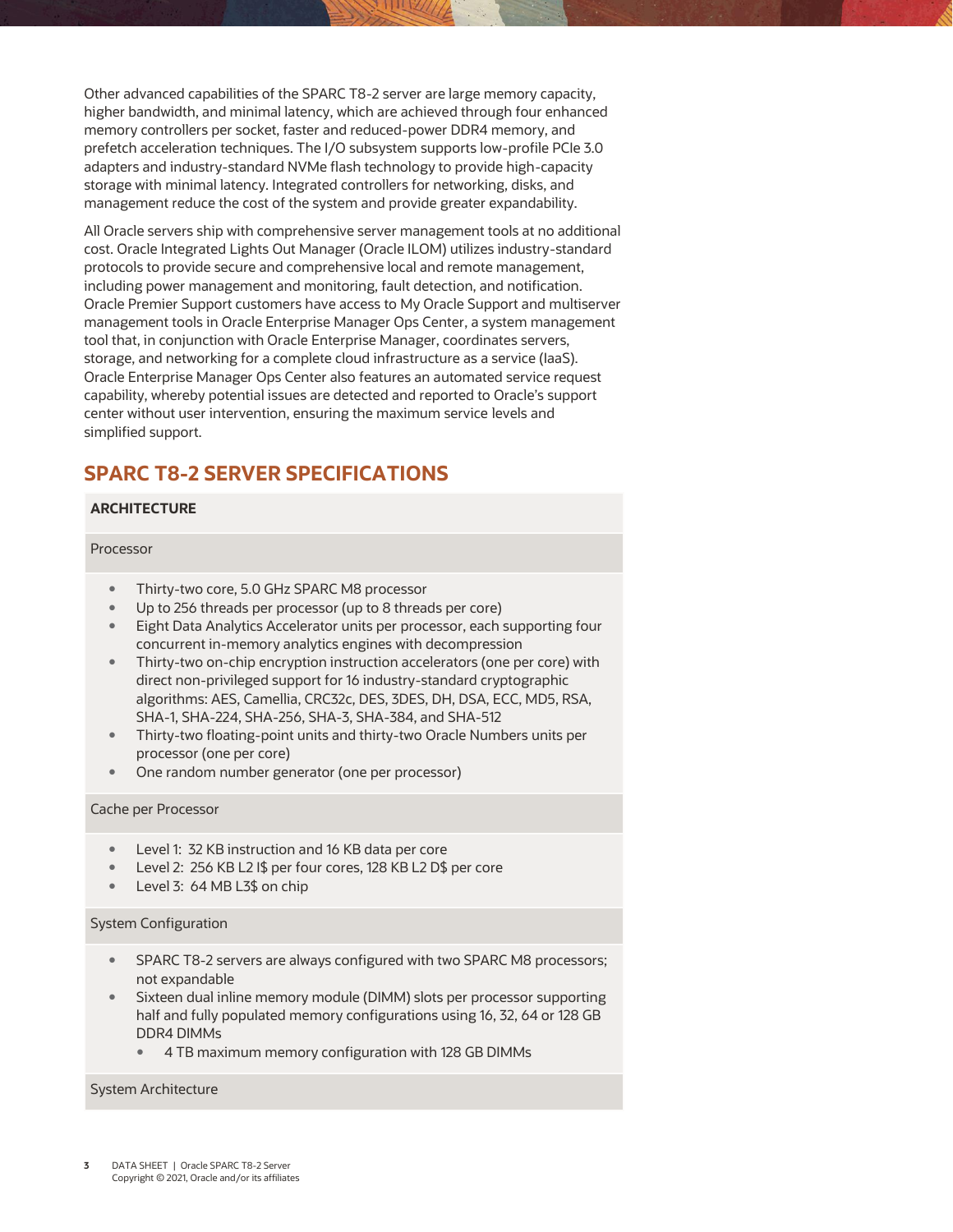Other advanced capabilities of the SPARC T8-2 server are large memory capacity, higher bandwidth, and minimal latency, which are achieved through four enhanced memory controllers per socket, faster and reduced-power DDR4 memory, and prefetch acceleration techniques. The I/O subsystem supports low-profile PCIe 3.0 adapters and industry-standard NVMe flash technology to provide high-capacity storage with minimal latency. Integrated controllers for networking, disks, and management reduce the cost of the system and provide greater expandability.

All Oracle servers ship with comprehensive server management tools at no additional cost. Oracle Integrated Lights Out Manager (Oracle ILOM) utilizes industry-standard protocols to provide secure and comprehensive local and remote management, including power management and monitoring, fault detection, and notification. Oracle Premier Support customers have access to My Oracle Support and multiserver management tools in Oracle Enterprise Manager Ops Center, a system management tool that, in conjunction with Oracle Enterprise Manager, coordinates servers, storage, and networking for a complete cloud infrastructure as a service (IaaS). Oracle Enterprise Manager Ops Center also features an automated service request capability, whereby potential issues are detected and reported to Oracle's support center without user intervention, ensuring the maximum service levels and simplified support.

## SPARC T8-2 SERVER SPECIFICATIONS

### ARCHITECTURE

#### Processor

- Thirty-two core, 5.0 GHz SPARC M8 processor
- Up to 256 threads per processor (up to 8 threads per core)
- Eight Data Analytics Accelerator units per processor, each supporting four concurrent in-memory analytics engines with decompression
- Thirty-two on-chip encryption instruction accelerators (one per core) with direct non-privileged support for 16 industry-standard cryptographic algorithms: AES, Camellia, CRC32c, DES, 3DES, DH, DSA, ECC, MD5, RSA, SHA-1, SHA-224, SHA-256, SHA-3, SHA-384, and SHA-512
- Thirty-two floating-point units and thirty-two Oracle Numbers units per processor (one per core)
- One random number generator (one per processor)

#### Cache per Processor

- Level 1: 32 KB instruction and 16 KB data per core
- Level 2: 256 KB L2 I$ per four cores, 128 KB L2 D$ per core
- Level 3: 64 MB L3$ on chip

#### System Configuration

- SPARC T8-2 servers are always configured with two SPARC M8 processors; not expandable
- Sixteen dual inline memory module (DIMM) slots per processor supporting half and fully populated memory configurations using 16, 32, 64 or 128 GB DDR4 DIMMs
  - 4 TB maximum memory configuration with 128 GB DIMMs

#### System Architecture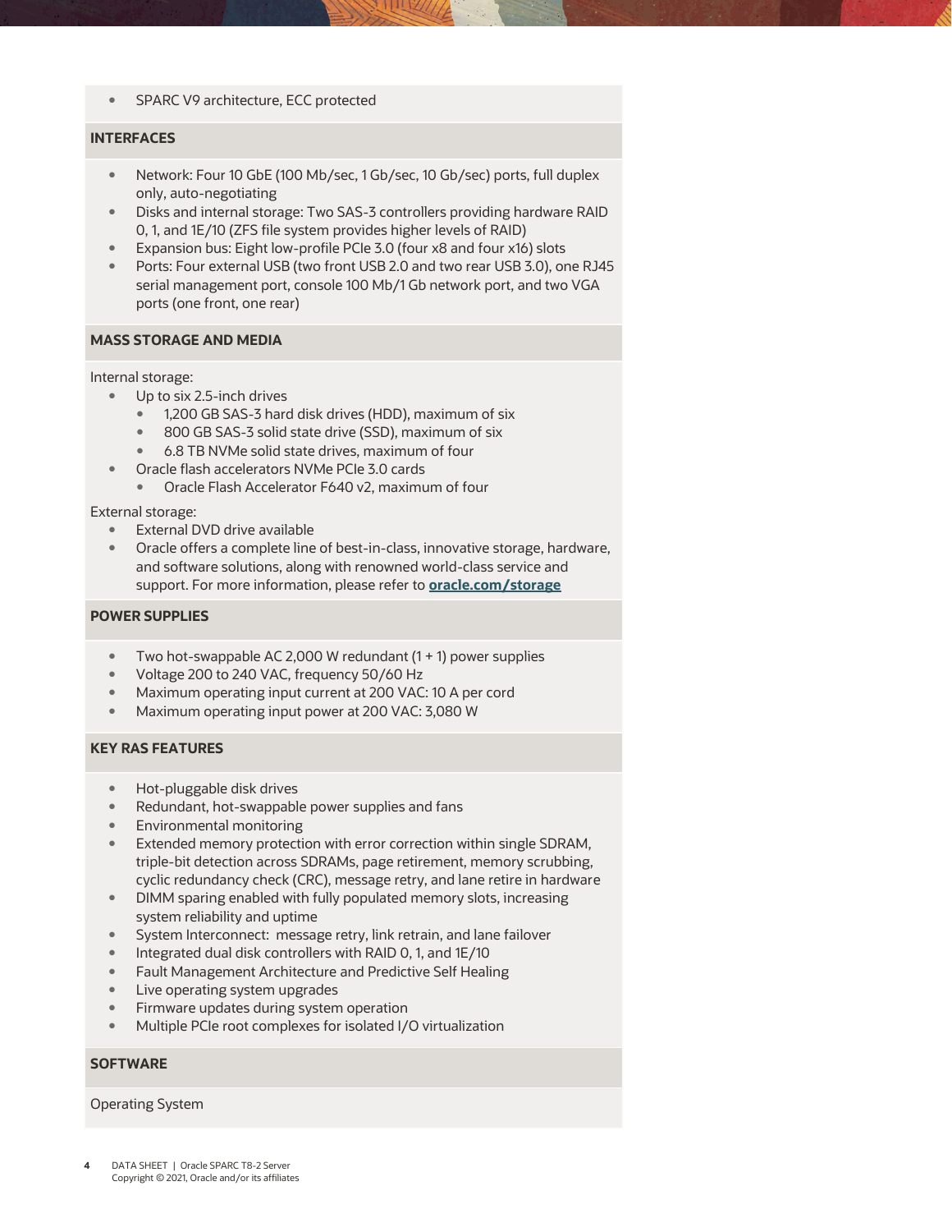- SPARC V9 architecture, ECC protected

## INTERFACES

- Network: Four 10 GbE (100 Mb/sec, 1 Gb/sec, 10 Gb/sec) ports, full duplex only, auto-negotiating
- Disks and internal storage: Two SAS-3 controllers providing hardware RAID 0, 1, and 1E/10 (ZFS file system provides higher levels of RAID)
- Expansion bus: Eight low-profile PCIe 3.0 (four x8 and four x16) slots
- Ports: Four external USB (two front USB 2.0 and two rear USB 3.0), one RJ45 serial management port, console 100 Mb/1 Gb network port, and two VGA ports (one front, one rear)

## MASS STORAGE AND MEDIA

Internal storage:

- Up to six 2.5-inch drives
  - 1,200 GB SAS-3 hard disk drives (HDD), maximum of six
  - 800 GB SAS-3 solid state drive (SSD), maximum of six
  - 6.8 TB NVMe solid state drives, maximum of four
- Oracle flash accelerators NVMe PCIe 3.0 cards
  - Oracle Flash Accelerator F640 v2, maximum of four

External storage:

- External DVD drive available
- Oracle offers a complete line of best-in-class, innovative storage, hardware, and software solutions, along with renowned world-class service and support. For more information, please refer to **oracle.com/storage**

## POWER SUPPLIES

- Two hot-swappable AC 2,000 W redundant (1 + 1) power supplies
- Voltage 200 to 240 VAC, frequency 50/60 Hz
- Maximum operating input current at 200 VAC: 10 A per cord
- Maximum operating input power at 200 VAC: 3,080 W

## KEY RAS FEATURES

- Hot-pluggable disk drives
- Redundant, hot-swappable power supplies and fans
- Environmental monitoring
- Extended memory protection with error correction within single SDRAM, triple-bit detection across SDRAMs, page retirement, memory scrubbing, cyclic redundancy check (CRC), message retry, and lane retire in hardware
- DIMM sparing enabled with fully populated memory slots, increasing system reliability and uptime
- System Interconnect: message retry, link retrain, and lane failover
- Integrated dual disk controllers with RAID 0, 1, and 1E/10
- Fault Management Architecture and Predictive Self Healing
- Live operating system upgrades
- Firmware updates during system operation
- Multiple PCIe root complexes for isolated I/O virtualization

## SOFTWARE

Operating System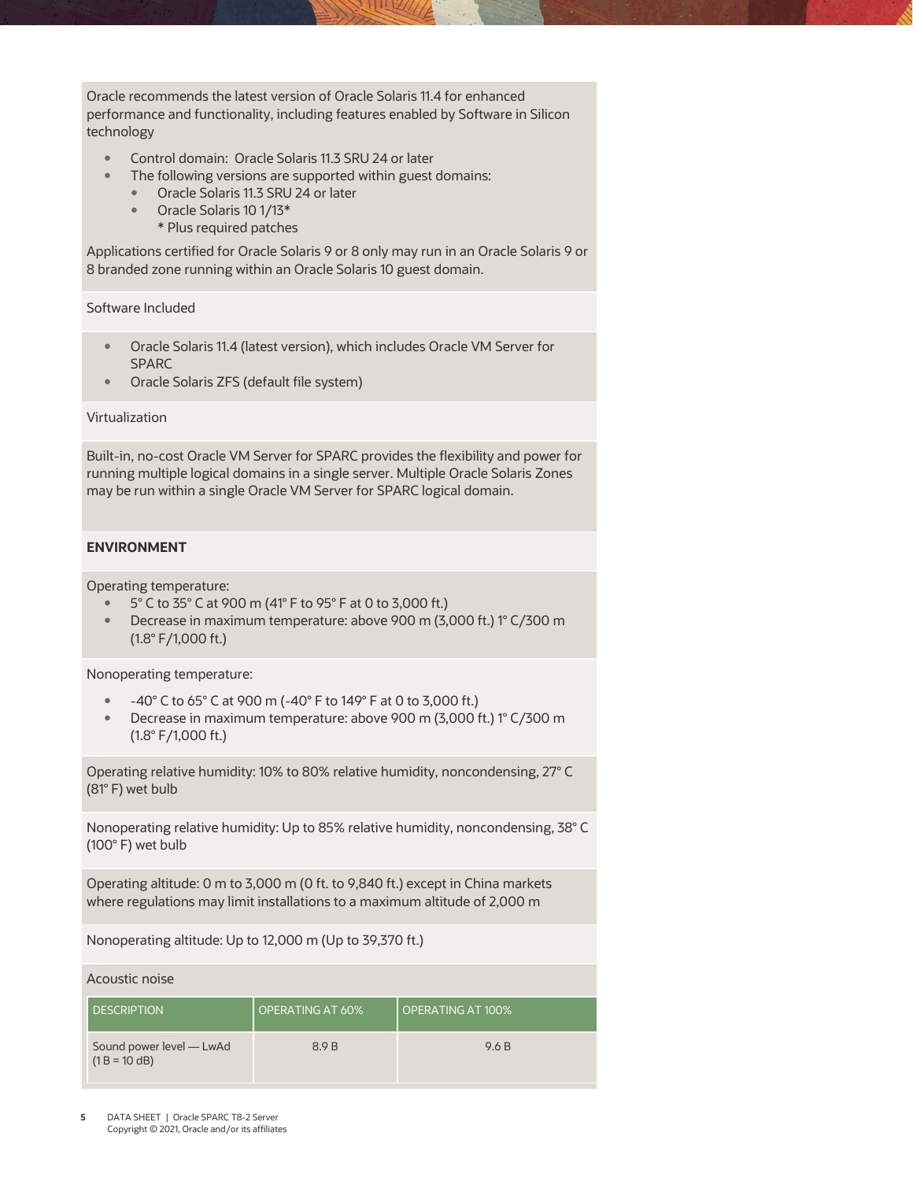Oracle recommends the latest version of Oracle Solaris 11.4 for enhanced performance and functionality, including features enabled by Software in Silicon technology

- Control domain: Oracle Solaris 11.3 SRU 24 or later
- The following versions are supported within guest domains:
  - Oracle Solaris 11.3 SRU 24 or later
  - Oracle Solaris 10 1/13*
    
    * Plus required patches

Applications certified for Oracle Solaris 9 or 8 only may run in an Oracle Solaris 9 or 8 branded zone running within an Oracle Solaris 10 guest domain.

Software Included

- Oracle Solaris 11.4 (latest version), which includes Oracle VM Server for SPARC
- Oracle Solaris ZFS (default file system)

Virtualization

Built-in, no-cost Oracle VM Server for SPARC provides the flexibility and power for running multiple logical domains in a single server. Multiple Oracle Solaris Zones may be run within a single Oracle VM Server for SPARC logical domain.

**ENVIRONMENT**

Operating temperature:

- 5° C to 35° C at 900 m (41° F to 95° F at 0 to 3,000 ft.)
- Decrease in maximum temperature: above 900 m (3,000 ft.) 1° C/300 m (1.8° F/1,000 ft.)

Nonoperating temperature:

- -40° C to 65° C at 900 m (-40° F to 149° F at 0 to 3,000 ft.)
- Decrease in maximum temperature: above 900 m (3,000 ft.) 1° C/300 m (1.8° F/1,000 ft.)

Operating relative humidity: 10% to 80% relative humidity, noncondensing, 27° C (81° F) wet bulb

Nonoperating relative humidity: Up to 85% relative humidity, noncondensing, 38° C (100° F) wet bulb

Operating altitude: 0 m to 3,000 m (0 ft. to 9,840 ft.) except in China markets where regulations may limit installations to a maximum altitude of 2,000 m

Nonoperating altitude: Up to 12,000 m (Up to 39,370 ft.)

Acoustic noise

| DESCRIPTION | OPERATING AT 60% | OPERATING AT 100% |
|---|---|---|
| Sound power level — LwAd (1 B = 10 dB) | 8.9 B | 9.6 B |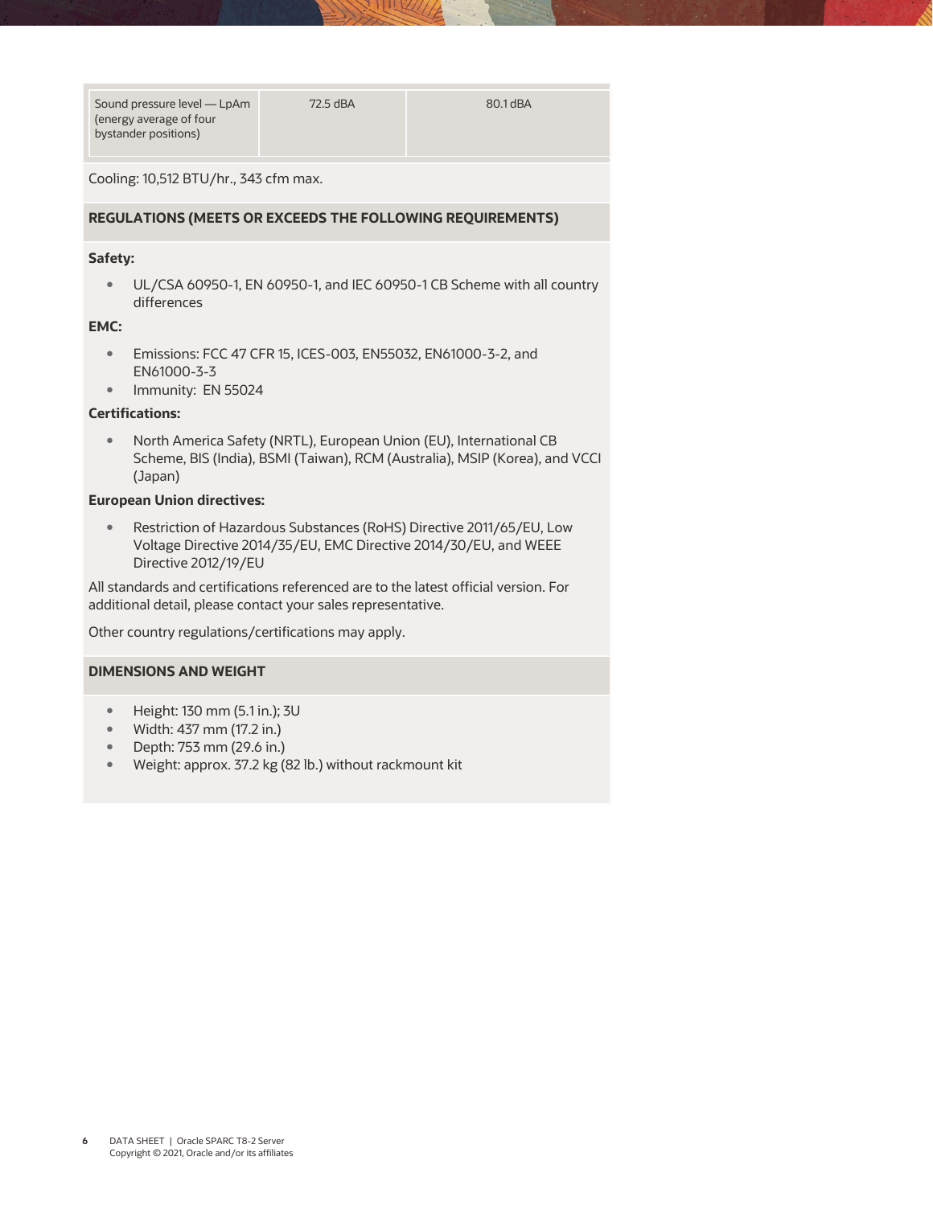| | | |
|---|---|---|
| Sound pressure level — LpAm (energy average of four bystander positions) | 72.5 dBA | 80.1 dBA |

Cooling: 10,512 BTU/hr., 343 cfm max.

## REGULATIONS (MEETS OR EXCEEDS THE FOLLOWING REQUIREMENTS)

**Safety:**

- UL/CSA 60950-1, EN 60950-1, and IEC 60950-1 CB Scheme with all country differences

**EMC:**

- Emissions: FCC 47 CFR 15, ICES-003, EN55032, EN61000-3-2, and EN61000-3-3
- Immunity: EN 55024

**Certifications:**

- North America Safety (NRTL), European Union (EU), International CB Scheme, BIS (India), BSMI (Taiwan), RCM (Australia), MSIP (Korea), and VCCI (Japan)

**European Union directives:**

- Restriction of Hazardous Substances (RoHS) Directive 2011/65/EU, Low Voltage Directive 2014/35/EU, EMC Directive 2014/30/EU, and WEEE Directive 2012/19/EU

All standards and certifications referenced are to the latest official version. For additional detail, please contact your sales representative.

Other country regulations/certifications may apply.

## DIMENSIONS AND WEIGHT

- Height: 130 mm (5.1 in.); 3U
- Width: 437 mm (17.2 in.)
- Depth: 753 mm (29.6 in.)
- Weight: approx. 37.2 kg (82 lb.) without rackmount kit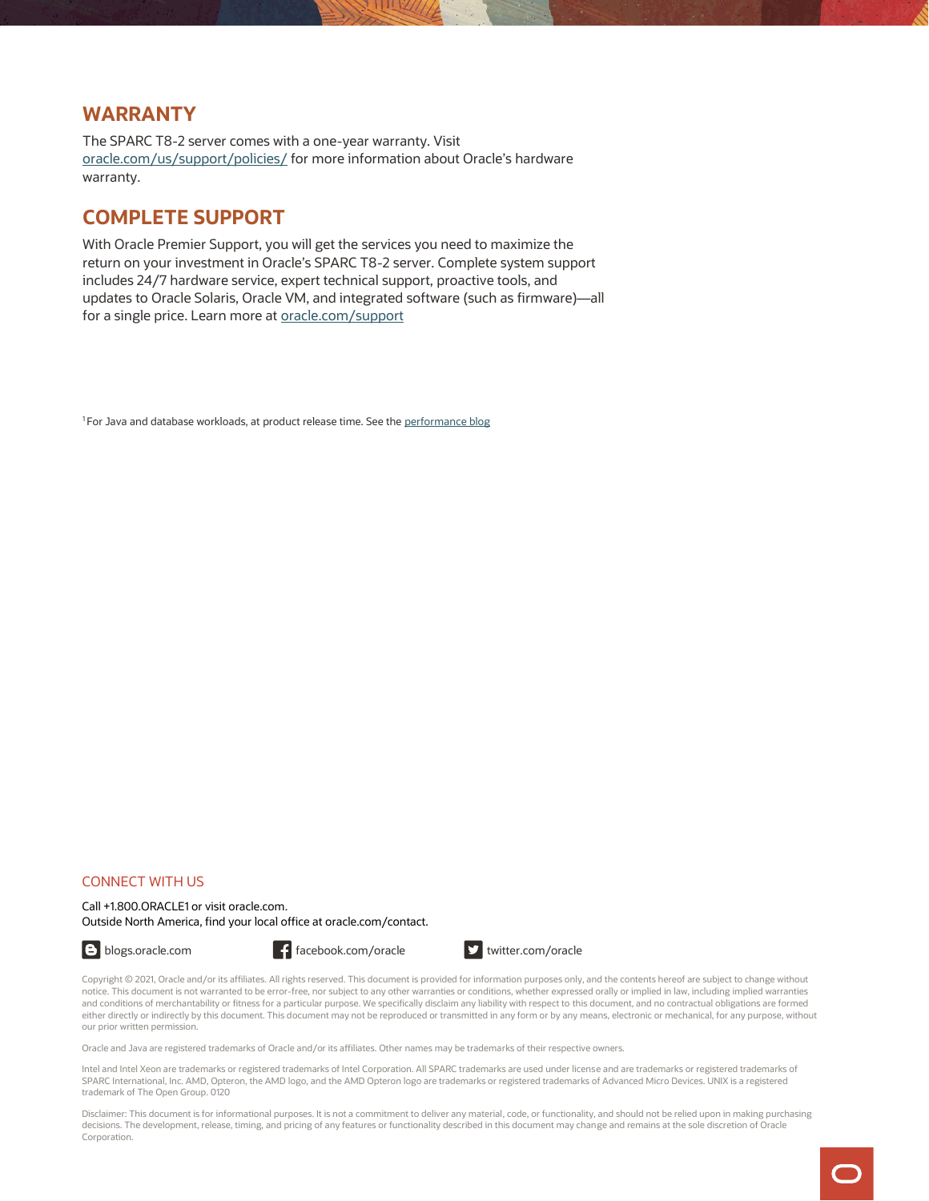## WARRANTY

The SPARC T8-2 server comes with a one-year warranty. Visit oracle.com/us/support/policies/ for more information about Oracle's hardware warranty.

## COMPLETE SUPPORT

With Oracle Premier Support, you will get the services you need to maximize the return on your investment in Oracle's SPARC T8-2 server. Complete system support includes 24/7 hardware service, expert technical support, proactive tools, and updates to Oracle Solaris, Oracle VM, and integrated software (such as firmware)—all for a single price. Learn more at oracle.com/support

[1] For Java and database workloads, at product release time. See the performance blog

CONNECT WITH US

Call +1.800.ORACLE1 or visit oracle.com.
Outside North America, find your local office at oracle.com/contact.

blogs.oracle.com    facebook.com/oracle    twitter.com/oracle

Copyright © 2021, Oracle and/or its affiliates. All rights reserved. This document is provided for information purposes only, and the contents hereof are subject to change without notice. This document is not warranted to be error-free, nor subject to any other warranties or conditions, whether expressed orally or implied in law, including implied warranties and conditions of merchantability or fitness for a particular purpose. We specifically disclaim any liability with respect to this document, and no contractual obligations are formed either directly or indirectly by this document. This document may not be reproduced or transmitted in any form or by any means, electronic or mechanical, for any purpose, without our prior written permission.

Oracle and Java are registered trademarks of Oracle and/or its affiliates. Other names may be trademarks of their respective owners.

Intel and Intel Xeon are trademarks or registered trademarks of Intel Corporation. All SPARC trademarks are used under license and are trademarks or registered trademarks of SPARC International, Inc. AMD, Opteron, the AMD logo, and the AMD Opteron logo are trademarks or registered trademarks of Advanced Micro Devices. UNIX is a registered trademark of The Open Group. 0120

Disclaimer: This document is for informational purposes. It is not a commitment to deliver any material, code, or functionality, and should not be relied upon in making purchasing decisions. The development, release, timing, and pricing of any features or functionality described in this document may change and remains at the sole discretion of Oracle Corporation.